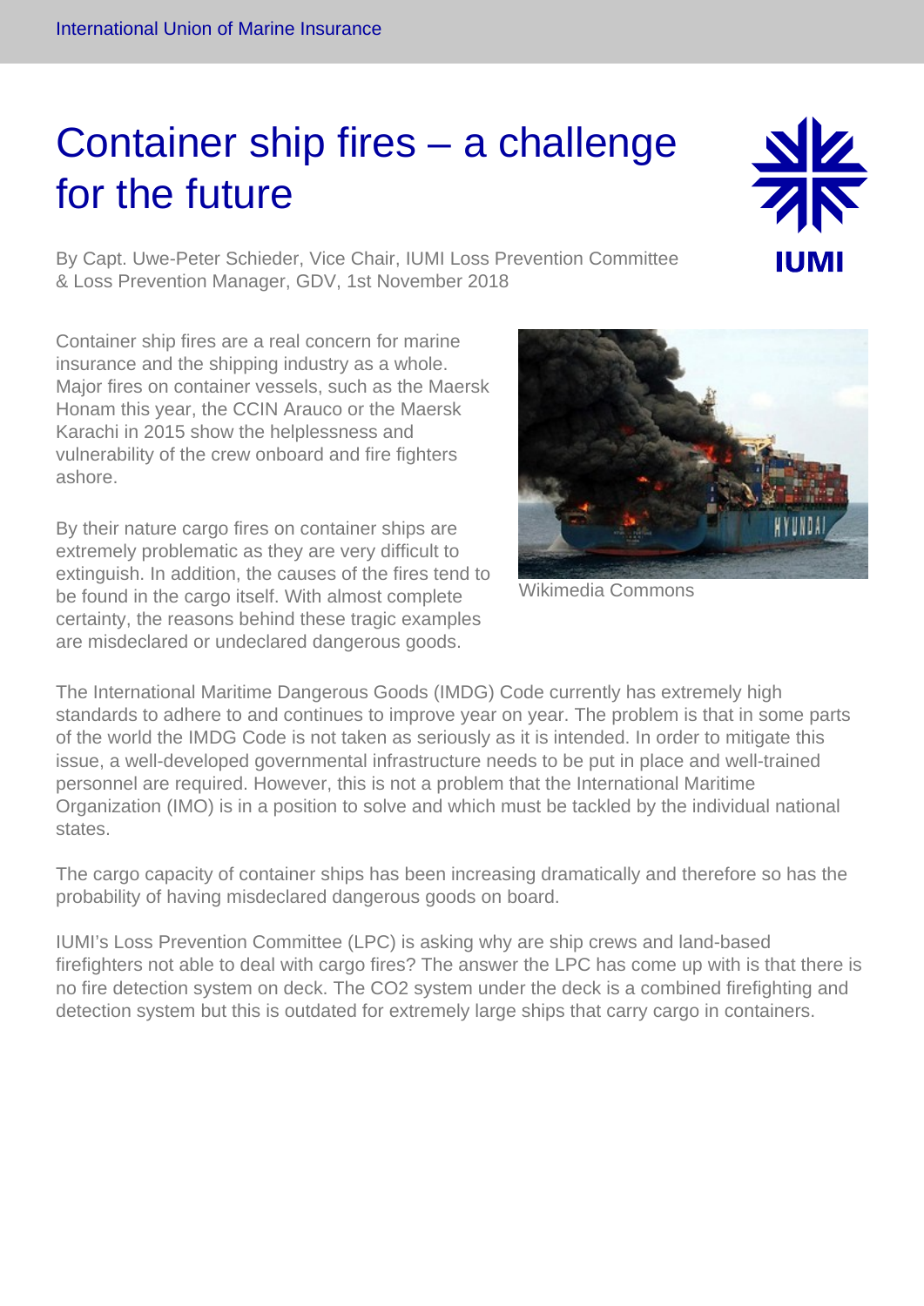# Container ship fires – a challenge for the future

By Capt. Uwe-Peter Schieder, Vice Chair, IUMI Loss Prevention Committee & Loss Prevention Manager, GDV, 1st November 2018

Container ship fires are a real concern for marine insurance and the shipping industry as a whole. Major fires on container vessels, such as the Maersk Honam this year, the CCIN Arauco or the Maersk Karachi in 2015 show the helplessness and vulnerability of the crew onboard and fire fighters ashore.

By their nature cargo fires on container ships are extremely problematic as they are very difficult to extinguish. In addition, the causes of the fires tend to be found in the cargo itself. With almost complete certainty, the reasons behind these tragic examples are misdeclared or undeclared dangerous goods.

Wikimedia Commons

The International Maritime Dangerous Goods (IMDG) Code currently has extremely high standards to adhere to and continues to improve year on year. The problem is that in some parts of the world the IMDG Code is not taken as seriously as it is intended. In order to mitigate this issue, a well-developed governmental infrastructure needs to be put in place and well-trained personnel are required. However, this is not a problem that the International Maritime Organization (IMO) is in a position to solve and which must be tackled by the individual national states.

The cargo capacity of container ships has been increasing dramatically and therefore so has the probability of having misdeclared dangerous goods on board.

IUMI's Loss Prevention Committee (LPC) is asking why are ship crews and land-based firefighters not able to deal with cargo fires? The answer the LPC has come up with is that there is no fire detection system on deck. The $CO_2$ system under the deck is a combined firefighting and detection system but this is outdated for extremely large ships that carry cargo in containers.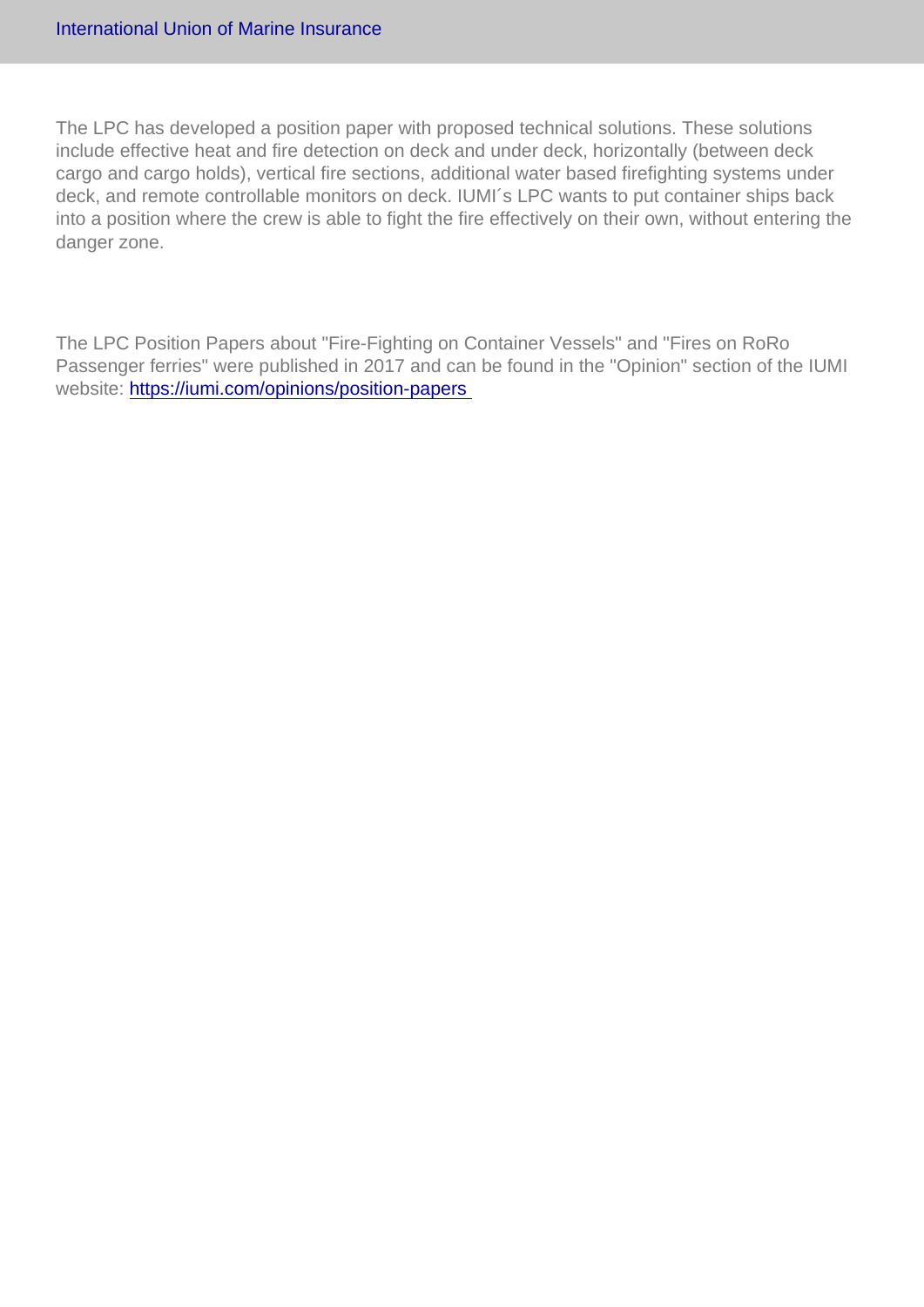The LPC has developed a position paper with proposed technical solutions. These solutions include effective heat and fire detection on deck and under deck, horizontally (between deck cargo and cargo holds), vertical fire sections, additional water based firefighting systems under deck, and remote controllable monitors on deck. IUMI´s LPC wants to put container ships back into a position where the crew is able to fight the fire effectively on their own, without entering the danger zone.

The LPC Position Papers about "Fire-Fighting on Container Vessels" and "Fires on RoRo Passenger ferries" were published in 2017 and can be found in the "Opinion" section of the IUMI website: [https://iumi.com/opinions/position-papers](https://iumi.com/opinions/position-papers)